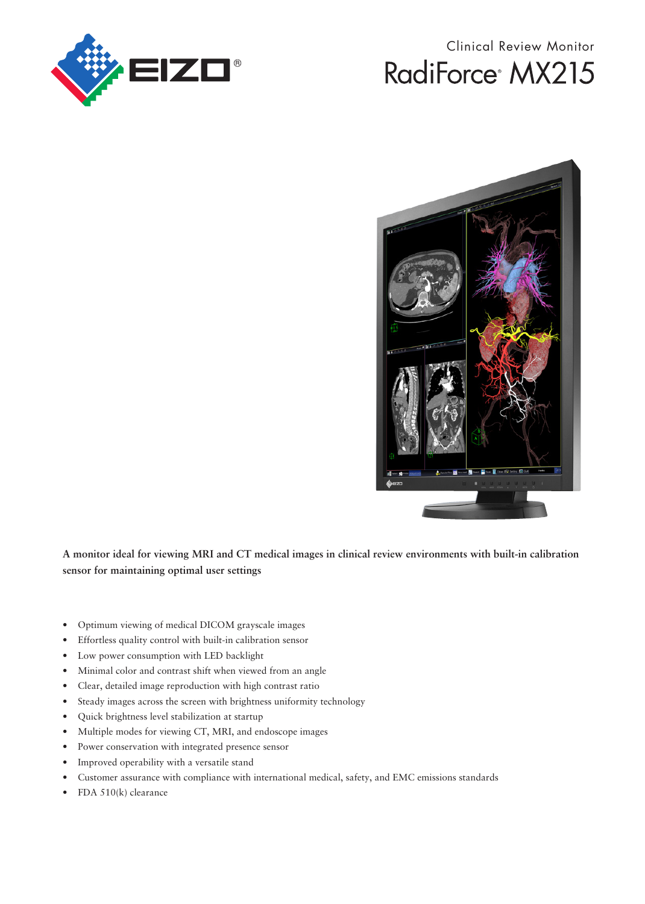EIZO®

Clinical Review Monitor

# RadiForce® MX215

**A monitor ideal for viewing MRI and CT medical images in clinical review environments with built-in calibration sensor for maintaining optimal user settings**

- Optimum viewing of medical DICOM grayscale images
- Effortless quality control with built-in calibration sensor
- Low power consumption with LED backlight
- Minimal color and contrast shift when viewed from an angle
- Clear, detailed image reproduction with high contrast ratio
- Steady images across the screen with brightness uniformity technology
- Quick brightness level stabilization at startup
- Multiple modes for viewing CT, MRI, and endoscope images
- Power conservation with integrated presence sensor
- Improved operability with a versatile stand
- Customer assurance with compliance with international medical, safety, and EMC emissions standards
- FDA 510(k) clearance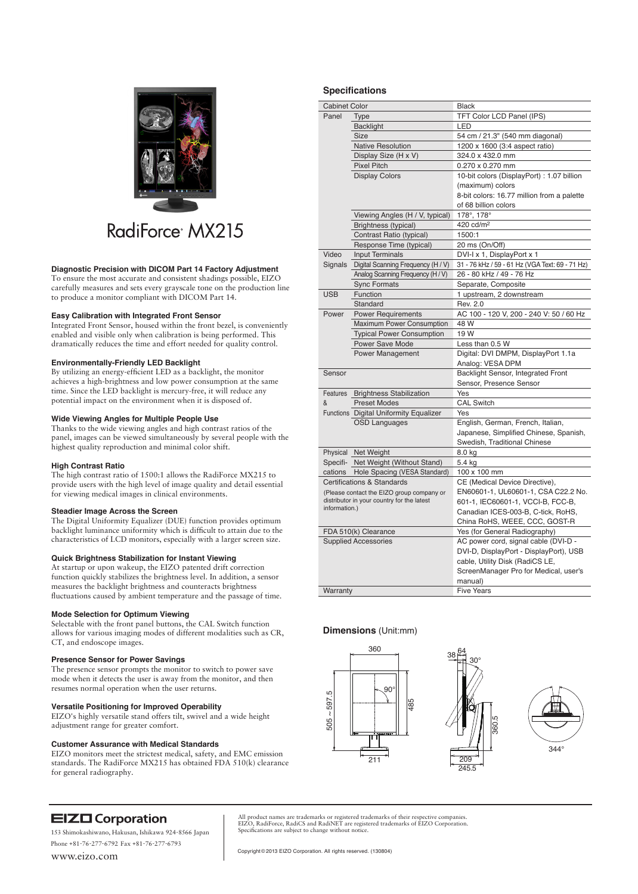# RadiForce MX215

### Diagnostic Precision with DICOM Part 14 Factory Adjustment

To ensure the most accurate and consistent shadings possible, EIZO carefully measures and sets every grayscale tone on the production line to produce a monitor compliant with DICOM Part 14.

### Easy Calibration with Integrated Front Sensor

Integrated Front Sensor, housed within the front bezel, is conveniently enabled and visible only when calibration is being performed. This dramatically reduces the time and effort needed for quality control.

### Environmentally-Friendly LED Backlight

By utilizing an energy-efficient LED as a backlight, the monitor achieves a high-brightness and low power consumption at the same time. Since the LED backlight is mercury-free, it will reduce any potential impact on the environment when it is disposed of.

### Wide Viewing Angles for Multiple People Use

Thanks to the wide viewing angles and high contrast ratios of the panel, images can be viewed simultaneously by several people with the highest quality reproduction and minimal color shift.

### High Contrast Ratio

The high contrast ratio of 1500:1 allows the RadiForce MX215 to provide users with the high level of image quality and detail essential for viewing medical images in clinical environments.

### Steadier Image Across the Screen

The Digital Uniformity Equalizer (DUE) function provides optimum backlight luminance uniformity which is difficult to attain due to the characteristics of LCD monitors, especially with a larger screen size.

### Quick Brightness Stabilization for Instant Viewing

At startup or upon wakeup, the EIZO patented drift correction function quickly stabilizes the brightness level. In addition, a sensor measures the backlight brightness and counteracts brightness fluctuations caused by ambient temperature and the passage of time.

### Mode Selection for Optimum Viewing

Selectable with the front panel buttons, the CAL Switch function allows for various imaging modes of different modalities such as CR, CT, and endoscope images.

### Presence Sensor for Power Savings

The presence sensor prompts the monitor to switch to power save mode when it detects the user is away from the monitor, and then resumes normal operation when the user returns.

### Versatile Positioning for Improved Operability

EIZO's highly versatile stand offers tilt, swivel and a wide height adjustment range for greater comfort.

### Customer Assurance with Medical Standards

EIZO monitors meet the strictest medical, safety, and EMC emission standards. The RadiForce MX215 has obtained FDA 510(k) clearance for general radiography.

## Specifications

| | | |
|---|---|---|
| Cabinet Color | | Black |
| Panel | Type | TFT Color LCD Panel (IPS) |
| | Backlight | LED |
| | Size | 54 cm / 21.3" (540 mm diagonal) |
| | Native Resolution | 1200 x 1600 (3:4 aspect ratio) |
| | Display Size (H x V) | 324.0 x 432.0 mm |
| | Pixel Pitch | 0.270 x 0.270 mm |
| | Display Colors | 10-bit colors (DisplayPort) : 1.07 billion (maximum) colors<br>8-bit colors: 16.77 million from a palette of 68 billion colors |
| | Viewing Angles (H / V, typical) | 178°, 178° |
| | Brightness (typical) | 420 cd/m² |
| | Contrast Ratio (typical) | 1500:1 |
| | Response Time (typical) | 20 ms (On/Off) |
| Video Signals | Input Terminals | DVI-I x 1, DisplayPort x 1 |
| | Digital Scanning Frequency (H / V) | 31 - 76 kHz / 59 - 61 Hz (VGA Text: 69 - 71 Hz) |
| | Analog Scanning Frequency (H / V) | 26 - 80 kHz / 49 - 76 Hz |
| | Sync Formats | Separate, Composite |
| USB | Function | 1 upstream, 2 downstream |
| | Standard | Rev. 2.0 |
| Power | Power Requirements | AC 100 - 120 V, 200 - 240 V: 50 / 60 Hz |
| | Maximum Power Consumption | 48 W |
| | Typical Power Consumption | 19 W |
| | Power Save Mode | Less than 0.5 W |
| | Power Management | Digital: DVI DMPM, DisplayPort 1.1a<br>Analog: VESA DPM |
| Sensor | | Backlight Sensor, Integrated Front Sensor, Presence Sensor |
| Features & Functions | Brightness Stabilization | Yes |
| | Preset Modes | CAL Switch |
| | Digital Uniformity Equalizer | Yes |
| | OSD Languages | English, German, French, Italian, Japanese, Simplified Chinese, Spanish, Swedish, Traditional Chinese |
| Physical Specifications | Net Weight | 8.0 kg |
| | Net Weight (Without Stand) | 5.4 kg |
| | Hole Spacing (VESA Standard) | 100 x 100 mm |
| Certifications & Standards (Please contact the EIZO group company or distributor in your country for the latest information.) | | CE (Medical Device Directive), EN60601-1, UL60601-1, CSA C22.2 No. 601-1, IEC60601-1, VCCI-B, FCC-B, Canadian ICES-003-B, C-tick, RoHS, China RoHS, WEEE, CCC, GOST-R |
| FDA 510(k) Clearance | | Yes (for General Radiography) |
| Supplied Accessories | | AC power cord, signal cable (DVI-D - DVI-D, DisplayPort - DisplayPort), USB cable, Utility Disk (RadiCS LE, ScreenManager Pro for Medical, user's manual) |
| Warranty | | Five Years |

## Dimensions (Unit:mm)

360
505 ~ 597.5
90°
485
211
38
64
30°
360.5
209
245.5
344°

**EIZO Corporation**

153 Shimokashiwano, Hakusan, Ishikawa 924-8566 Japan
Phone +81-76-277-6792 Fax +81-76-277-6793
www.eizo.com

All product names are trademarks or registered trademarks of their respective companies.
EIZO, RadiForce, RadiCS and RadiNET are registered trademarks of EIZO Corporation.
Specifications are subject to change without notice.

Copyright © 2013 EIZO Corporation. All rights reserved. (130804)